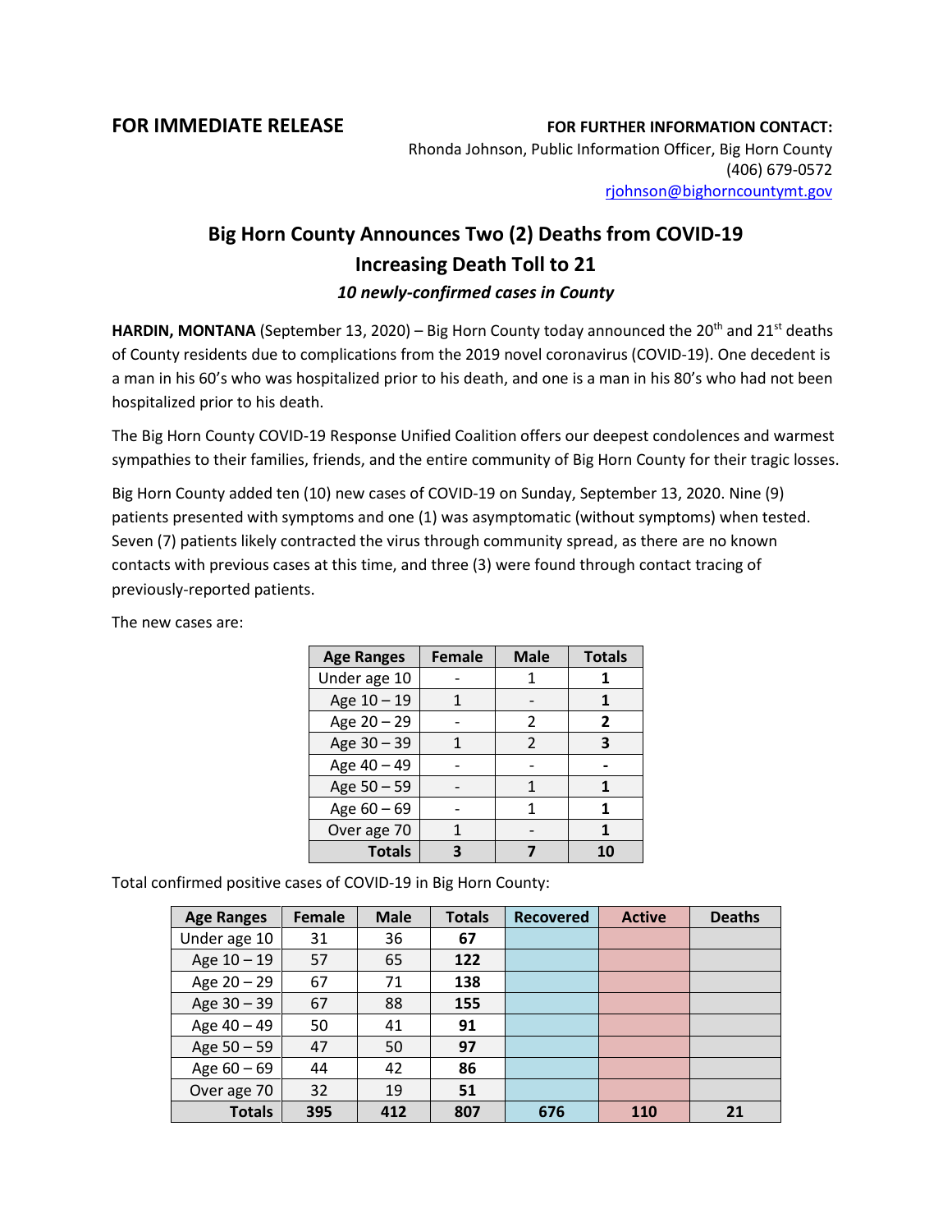**FOR IMMEDIATE RELEASE**

**FOR FURTHER INFORMATION CONTACT:**
Rhonda Johnson, Public Information Officer, Big Horn County
(406) 679-0572
rjohnson@bighorncountymt.gov

# Big Horn County Announces Two (2) Deaths from COVID-19 Increasing Death Toll to 21

***10 newly-confirmed cases in County***

**HARDIN, MONTANA** (September 13, 2020) – Big Horn County today announced the 20th and 21st deaths of County residents due to complications from the 2019 novel coronavirus (COVID-19). One decedent is a man in his 60's who was hospitalized prior to his death, and one is a man in his 80's who had not been hospitalized prior to his death.

The Big Horn County COVID-19 Response Unified Coalition offers our deepest condolences and warmest sympathies to their families, friends, and the entire community of Big Horn County for their tragic losses.

Big Horn County added ten (10) new cases of COVID-19 on Sunday, September 13, 2020. Nine (9) patients presented with symptoms and one (1) was asymptomatic (without symptoms) when tested. Seven (7) patients likely contracted the virus through community spread, as there are no known contacts with previous cases at this time, and three (3) were found through contact tracing of previously-reported patients.

The new cases are:

| Age Ranges | Female | Male | Totals |
|---|---|---|---|
| Under age 10 | - | 1 | **1** |
| Age 10 – 19 | 1 | - | **1** |
| Age 20 – 29 | - | 2 | **2** |
| Age 30 – 39 | 1 | 2 | **3** |
| Age 40 – 49 | - | - | **-** |
| Age 50 – 59 | - | 1 | **1** |
| Age 60 – 69 | - | 1 | **1** |
| Over age 70 | 1 | - | **1** |
| **Totals** | **3** | **7** | **10** |

Total confirmed positive cases of COVID-19 in Big Horn County:

| Age Ranges | Female | Male | Totals | Recovered | Active | Deaths |
|---|---|---|---|---|---|---|
| Under age 10 | 31 | 36 | **67** | | | |
| Age 10 – 19 | 57 | 65 | **122** | | | |
| Age 20 – 29 | 67 | 71 | **138** | | | |
| Age 30 – 39 | 67 | 88 | **155** | | | |
| Age 40 – 49 | 50 | 41 | **91** | | | |
| Age 50 – 59 | 47 | 50 | **97** | | | |
| Age 60 – 69 | 44 | 42 | **86** | | | |
| Over age 70 | 32 | 19 | **51** | | | |
| **Totals** | **395** | **412** | **807** | **676** | **110** | **21** |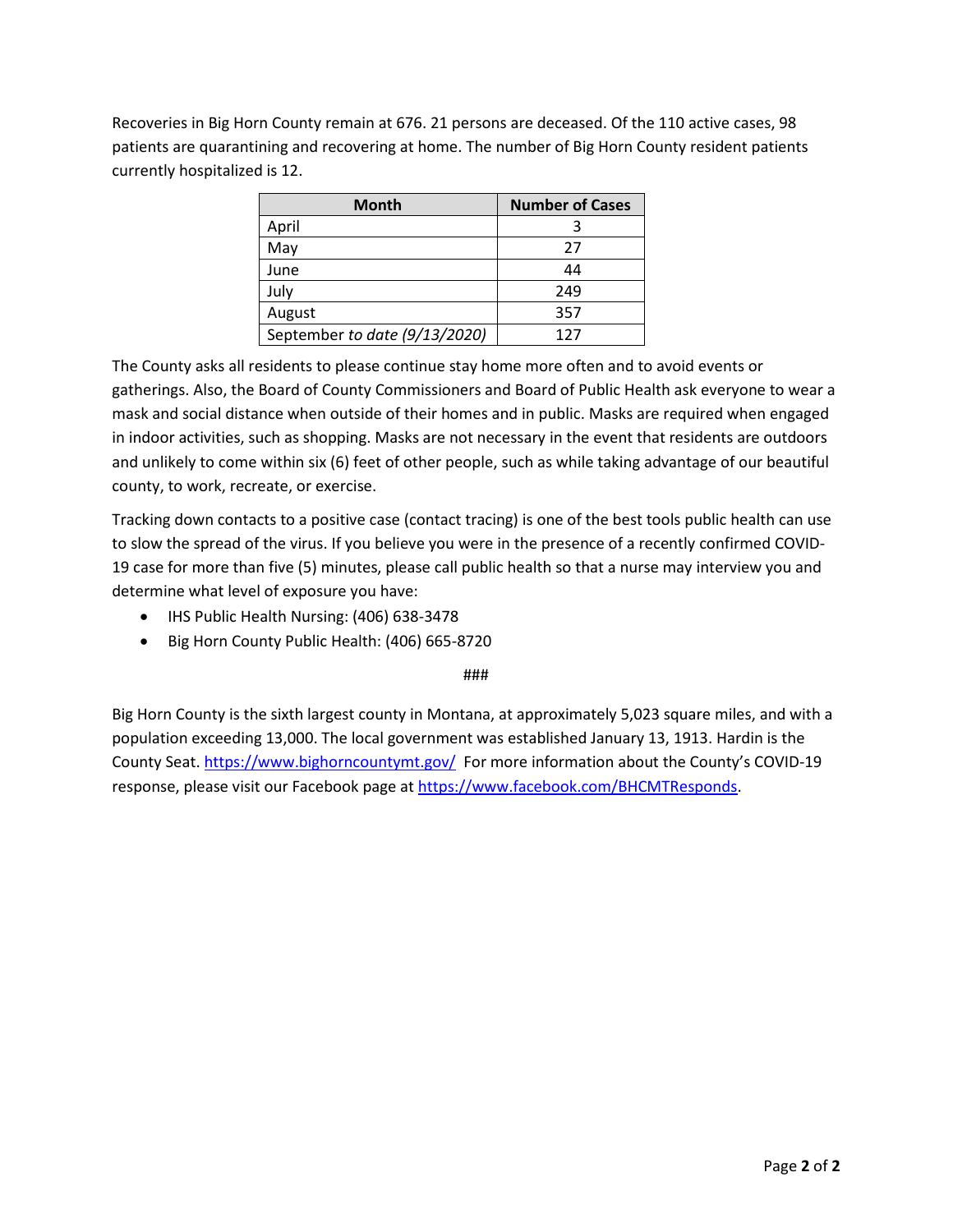Recoveries in Big Horn County remain at 676. 21 persons are deceased. Of the 110 active cases, 98 patients are quarantining and recovering at home. The number of Big Horn County resident patients currently hospitalized is 12.

| Month | Number of Cases |
|---|---|
| April | 3 |
| May | 27 |
| June | 44 |
| July | 249 |
| August | 357 |
| September *to date (9/13/2020)* | 127 |

The County asks all residents to please continue stay home more often and to avoid events or gatherings. Also, the Board of County Commissioners and Board of Public Health ask everyone to wear a mask and social distance when outside of their homes and in public. Masks are required when engaged in indoor activities, such as shopping. Masks are not necessary in the event that residents are outdoors and unlikely to come within six (6) feet of other people, such as while taking advantage of our beautiful county, to work, recreate, or exercise.

Tracking down contacts to a positive case (contact tracing) is one of the best tools public health can use to slow the spread of the virus. If you believe you were in the presence of a recently confirmed COVID-19 case for more than five (5) minutes, please call public health so that a nurse may interview you and determine what level of exposure you have:

- IHS Public Health Nursing: (406) 638-3478
- Big Horn County Public Health: (406) 665-8720

###

Big Horn County is the sixth largest county in Montana, at approximately 5,023 square miles, and with a population exceeding 13,000. The local government was established January 13, 1913. Hardin is the County Seat. https://www.bighorncountymt.gov/ For more information about the County's COVID-19 response, please visit our Facebook page at https://www.facebook.com/BHCMTResponds.